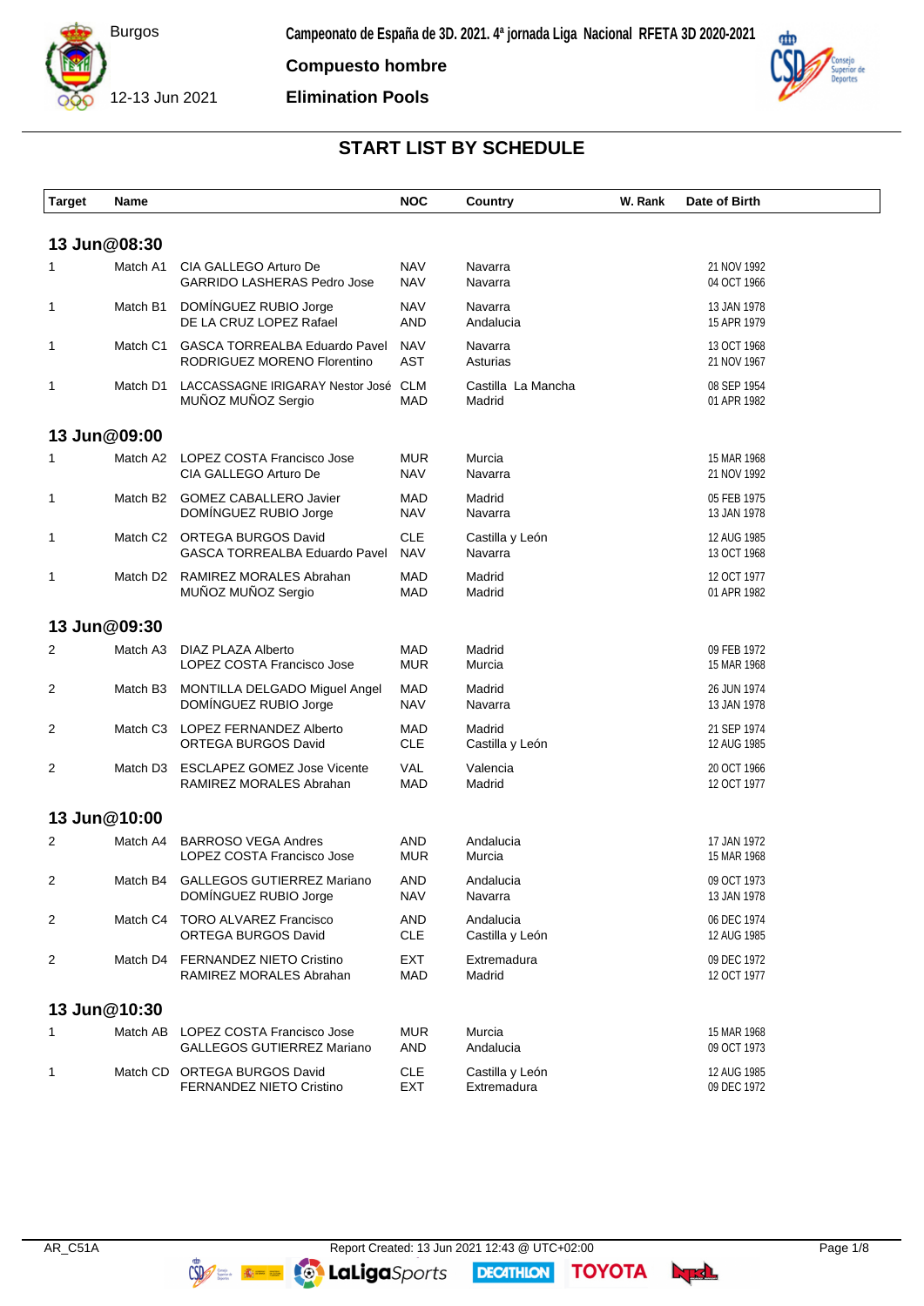Burgos

12-13 Jun 2021

**Campeonato de España de 3D. 2021. 4ª jornada Liga Nacional RFETA 3D 2020-2021**

**Compuesto hombre**

**Elimination Pools**

## START LIST BY SCHEDULE

| Target | | Name | NOC | Country | W. Rank | Date of Birth |
|---|---|---|---|---|---|---|
| **13 Jun@08:30** | | | | | | |
| 1 | Match A1 | CIA GALLEGO Arturo De | NAV | Navarra | | 21 NOV 1992 |
| | | GARRIDO LASHERAS Pedro Jose | NAV | Navarra | | 04 OCT 1966 |
| 1 | Match B1 | DOMÍNGUEZ RUBIO Jorge | NAV | Navarra | | 13 JAN 1978 |
| | | DE LA CRUZ LOPEZ Rafael | AND | Andalucia | | 15 APR 1979 |
| 1 | Match C1 | GASCA TORREALBA Eduardo Pavel | NAV | Navarra | | 13 OCT 1968 |
| | | RODRIGUEZ MORENO Florentino | AST | Asturias | | 21 NOV 1967 |
| 1 | Match D1 | LACCASSAGNE IRIGARAY Nestor José | CLM | Castilla La Mancha | | 08 SEP 1954 |
| | | MUÑOZ MUÑOZ Sergio | MAD | Madrid | | 01 APR 1982 |
| **13 Jun@09:00** | | | | | | |
| 1 | Match A2 | LOPEZ COSTA Francisco Jose | MUR | Murcia | | 15 MAR 1968 |
| | | CIA GALLEGO Arturo De | NAV | Navarra | | 21 NOV 1992 |
| 1 | Match B2 | GOMEZ CABALLERO Javier | MAD | Madrid | | 05 FEB 1975 |
| | | DOMÍNGUEZ RUBIO Jorge | NAV | Navarra | | 13 JAN 1978 |
| 1 | Match C2 | ORTEGA BURGOS David | CLE | Castilla y León | | 12 AUG 1985 |
| | | GASCA TORREALBA Eduardo Pavel | NAV | Navarra | | 13 OCT 1968 |
| 1 | Match D2 | RAMIREZ MORALES Abrahan | MAD | Madrid | | 12 OCT 1977 |
| | | MUÑOZ MUÑOZ Sergio | MAD | Madrid | | 01 APR 1982 |
| **13 Jun@09:30** | | | | | | |
| 2 | Match A3 | DIAZ PLAZA Alberto | MAD | Madrid | | 09 FEB 1972 |
| | | LOPEZ COSTA Francisco Jose | MUR | Murcia | | 15 MAR 1968 |
| 2 | Match B3 | MONTILLA DELGADO Miguel Angel | MAD | Madrid | | 26 JUN 1974 |
| | | DOMÍNGUEZ RUBIO Jorge | NAV | Navarra | | 13 JAN 1978 |
| 2 | Match C3 | LOPEZ FERNANDEZ Alberto | MAD | Madrid | | 21 SEP 1974 |
| | | ORTEGA BURGOS David | CLE | Castilla y León | | 12 AUG 1985 |
| 2 | Match D3 | ESCLAPEZ GOMEZ Jose Vicente | VAL | Valencia | | 20 OCT 1966 |
| | | RAMIREZ MORALES Abrahan | MAD | Madrid | | 12 OCT 1977 |
| **13 Jun@10:00** | | | | | | |
| 2 | Match A4 | BARROSO VEGA Andres | AND | Andalucia | | 17 JAN 1972 |
| | | LOPEZ COSTA Francisco Jose | MUR | Murcia | | 15 MAR 1968 |
| 2 | Match B4 | GALLEGOS GUTIERREZ Mariano | AND | Andalucia | | 09 OCT 1973 |
| | | DOMÍNGUEZ RUBIO Jorge | NAV | Navarra | | 13 JAN 1978 |
| 2 | Match C4 | TORO ALVAREZ Francisco | AND | Andalucia | | 06 DEC 1974 |
| | | ORTEGA BURGOS David | CLE | Castilla y León | | 12 AUG 1985 |
| 2 | Match D4 | FERNANDEZ NIETO Cristino | EXT | Extremadura | | 09 DEC 1972 |
| | | RAMIREZ MORALES Abrahan | MAD | Madrid | | 12 OCT 1977 |
| **13 Jun@10:30** | | | | | | |
| 1 | Match AB | LOPEZ COSTA Francisco Jose | MUR | Murcia | | 15 MAR 1968 |
| | | GALLEGOS GUTIERREZ Mariano | AND | Andalucia | | 09 OCT 1973 |
| 1 | Match CD | ORTEGA BURGOS David | CLE | Castilla y León | | 12 AUG 1985 |
| | | FERNANDEZ NIETO Cristino | EXT | Extremadura | | 09 DEC 1972 |

AR_C51A Report Created: 13 Jun 2021 12:43 @ UTC+02:00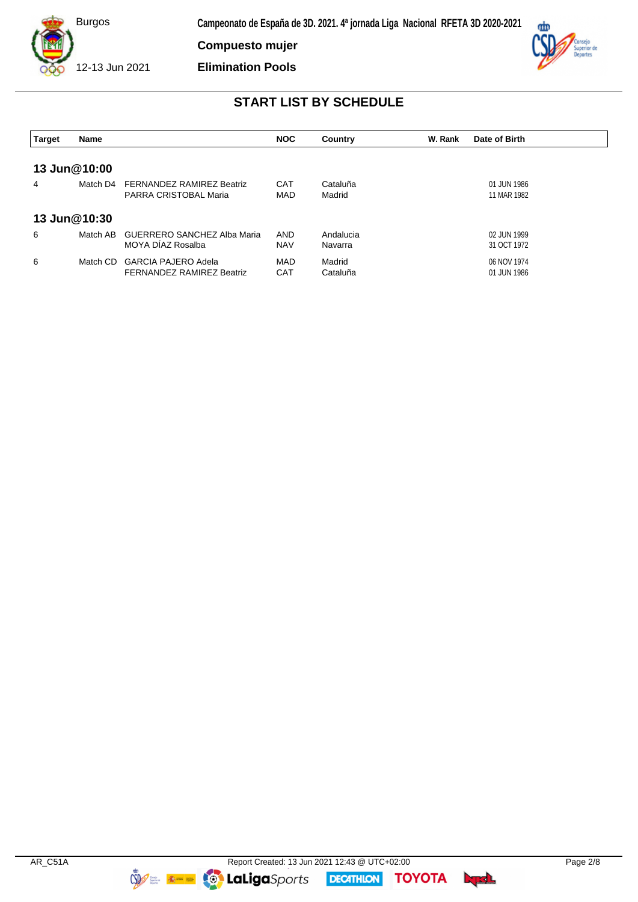Burgos

12-13 Jun 2021

**Campeonato de España de 3D. 2021. 4ª jornada Liga Nacional RFETA 3D 2020-2021**

**Compuesto mujer**

**Elimination Pools**

## START LIST BY SCHEDULE

| Target | Name | | NOC | Country | W. Rank | Date of Birth |
|---|---|---|---|---|---|---|
| **13 Jun@10:00** | | | | | | |
| 4 | Match D4 | FERNANDEZ RAMIREZ Beatriz | CAT | Cataluña | | 01 JUN 1986 |
| | | PARRA CRISTOBAL Maria | MAD | Madrid | | 11 MAR 1982 |
| **13 Jun@10:30** | | | | | | |
| 6 | Match AB | GUERRERO SANCHEZ Alba Maria | AND | Andalucia | | 02 JUN 1999 |
| | | MOYA DÍAZ Rosalba | NAV | Navarra | | 31 OCT 1972 |
| 6 | Match CD | GARCIA PAJERO Adela | MAD | Madrid | | 06 NOV 1974 |
| | | FERNANDEZ RAMIREZ Beatriz | CAT | Cataluña | | 01 JUN 1986 |

AR_C51A    Report Created: 13 Jun 2021 12:43 @ UTC+02:00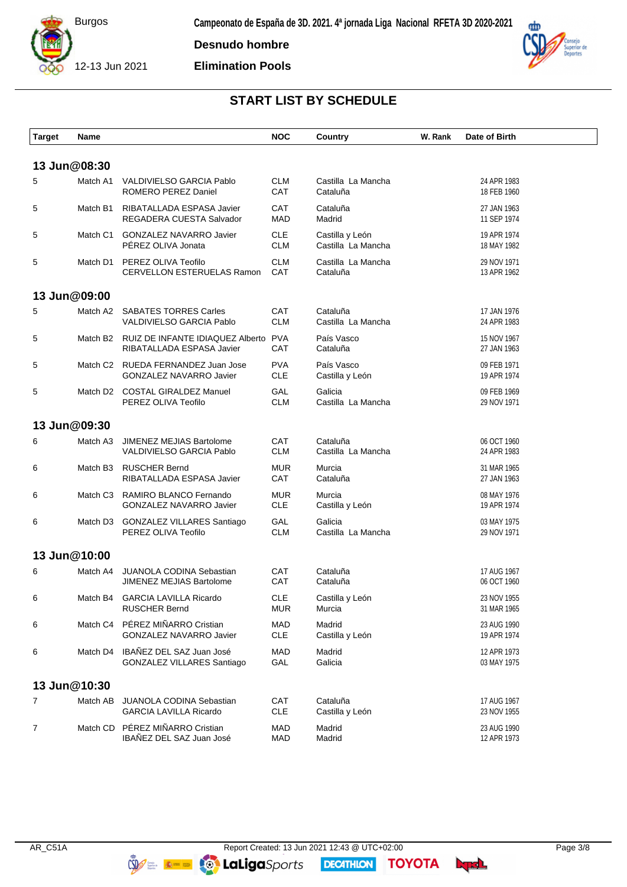Burgos

12-13 Jun 2021

**Campeonato de España de 3D. 2021. 4ª jornada Liga Nacional RFETA 3D 2020-2021**

**Desnudo hombre**

**Elimination Pools**

## START LIST BY SCHEDULE

| Target | | Name | NOC | Country | W. Rank | Date of Birth |
|---|---|---|---|---|---|---|
| **13 Jun@08:30** | | | | | | |
| 5 | Match A1 | VALDIVIELSO GARCIA Pablo | CLM | Castilla La Mancha | | 24 APR 1983 |
| | | ROMERO PEREZ Daniel | CAT | Cataluña | | 18 FEB 1960 |
| 5 | Match B1 | RIBATALLADA ESPASA Javier | CAT | Cataluña | | 27 JAN 1963 |
| | | REGADERA CUESTA Salvador | MAD | Madrid | | 11 SEP 1974 |
| 5 | Match C1 | GONZALEZ NAVARRO Javier | CLE | Castilla y León | | 19 APR 1974 |
| | | PÉREZ OLIVA Jonata | CLM | Castilla La Mancha | | 18 MAY 1982 |
| 5 | Match D1 | PEREZ OLIVA Teofilo | CLM | Castilla La Mancha | | 29 NOV 1971 |
| | | CERVELLON ESTERUELAS Ramon | CAT | Cataluña | | 13 APR 1962 |
| **13 Jun@09:00** | | | | | | |
| 5 | Match A2 | SABATES TORRES Carles | CAT | Cataluña | | 17 JAN 1976 |
| | | VALDIVIELSO GARCIA Pablo | CLM | Castilla La Mancha | | 24 APR 1983 |
| 5 | Match B2 | RUIZ DE INFANTE IDIAQUEZ Alberto | PVA | País Vasco | | 15 NOV 1967 |
| | | RIBATALLADA ESPASA Javier | CAT | Cataluña | | 27 JAN 1963 |
| 5 | Match C2 | RUEDA FERNANDEZ Juan Jose | PVA | País Vasco | | 09 FEB 1971 |
| | | GONZALEZ NAVARRO Javier | CLE | Castilla y León | | 19 APR 1974 |
| 5 | Match D2 | COSTAL GIRALDEZ Manuel | GAL | Galicia | | 09 FEB 1969 |
| | | PEREZ OLIVA Teofilo | CLM | Castilla La Mancha | | 29 NOV 1971 |
| **13 Jun@09:30** | | | | | | |
| 6 | Match A3 | JIMENEZ MEJIAS Bartolome | CAT | Cataluña | | 06 OCT 1960 |
| | | VALDIVIELSO GARCIA Pablo | CLM | Castilla La Mancha | | 24 APR 1983 |
| 6 | Match B3 | RUSCHER Bernd | MUR | Murcia | | 31 MAR 1965 |
| | | RIBATALLADA ESPASA Javier | CAT | Cataluña | | 27 JAN 1963 |
| 6 | Match C3 | RAMIRO BLANCO Fernando | MUR | Murcia | | 08 MAY 1976 |
| | | GONZALEZ NAVARRO Javier | CLE | Castilla y León | | 19 APR 1974 |
| 6 | Match D3 | GONZALEZ VILLARES Santiago | GAL | Galicia | | 03 MAY 1975 |
| | | PEREZ OLIVA Teofilo | CLM | Castilla La Mancha | | 29 NOV 1971 |
| **13 Jun@10:00** | | | | | | |
| 6 | Match A4 | JUANOLA CODINA Sebastian | CAT | Cataluña | | 17 AUG 1967 |
| | | JIMENEZ MEJIAS Bartolome | CAT | Cataluña | | 06 OCT 1960 |
| 6 | Match B4 | GARCIA LAVILLA Ricardo | CLE | Castilla y León | | 23 NOV 1955 |
| | | RUSCHER Bernd | MUR | Murcia | | 31 MAR 1965 |
| 6 | Match C4 | PÉREZ MIÑARRO Cristian | MAD | Madrid | | 23 AUG 1990 |
| | | GONZALEZ NAVARRO Javier | CLE | Castilla y León | | 19 APR 1974 |
| 6 | Match D4 | IBAÑEZ DEL SAZ Juan José | MAD | Madrid | | 12 APR 1973 |
| | | GONZALEZ VILLARES Santiago | GAL | Galicia | | 03 MAY 1975 |
| **13 Jun@10:30** | | | | | | |
| 7 | Match AB | JUANOLA CODINA Sebastian | CAT | Cataluña | | 17 AUG 1967 |
| | | GARCIA LAVILLA Ricardo | CLE | Castilla y León | | 23 NOV 1955 |
| 7 | Match CD | PÉREZ MIÑARRO Cristian | MAD | Madrid | | 23 AUG 1990 |
| | | IBAÑEZ DEL SAZ Juan José | MAD | Madrid | | 12 APR 1973 |

AR_C51A Report Created: 13 Jun 2021 12:43 @ UTC+02:00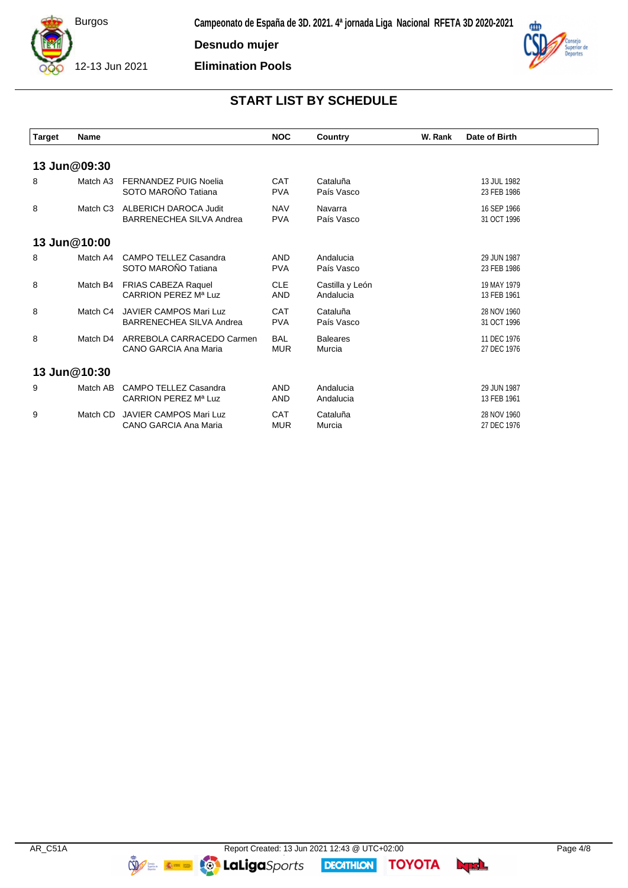Burgos

12-13 Jun 2021

**Campeonato de España de 3D. 2021. 4ª jornada Liga Nacional RFETA 3D 2020-2021**

**Desnudo mujer**

**Elimination Pools**

## START LIST BY SCHEDULE

| Target | | Name | NOC | Country | W. Rank | Date of Birth |
|---|---|---|---|---|---|---|
| **13 Jun@09:30** | | | | | | |
| 8 | Match A3 | FERNANDEZ PUIG Noelia | CAT | Cataluña | | 13 JUL 1982 |
| | | SOTO MAROÑO Tatiana | PVA | País Vasco | | 23 FEB 1986 |
| 8 | Match C3 | ALBERICH DAROCA Judit | NAV | Navarra | | 16 SEP 1966 |
| | | BARRENECHEA SILVA Andrea | PVA | País Vasco | | 31 OCT 1996 |
| **13 Jun@10:00** | | | | | | |
| 8 | Match A4 | CAMPO TELLEZ Casandra | AND | Andalucia | | 29 JUN 1987 |
| | | SOTO MAROÑO Tatiana | PVA | País Vasco | | 23 FEB 1986 |
| 8 | Match B4 | FRIAS CABEZA Raquel | CLE | Castilla y León | | 19 MAY 1979 |
| | | CARRION PEREZ Mª Luz | AND | Andalucia | | 13 FEB 1961 |
| 8 | Match C4 | JAVIER CAMPOS Mari Luz | CAT | Cataluña | | 28 NOV 1960 |
| | | BARRENECHEA SILVA Andrea | PVA | País Vasco | | 31 OCT 1996 |
| 8 | Match D4 | ARREBOLA CARRACEDO Carmen | BAL | Baleares | | 11 DEC 1976 |
| | | CANO GARCIA Ana Maria | MUR | Murcia | | 27 DEC 1976 |
| **13 Jun@10:30** | | | | | | |
| 9 | Match AB | CAMPO TELLEZ Casandra | AND | Andalucia | | 29 JUN 1987 |
| | | CARRION PEREZ Mª Luz | AND | Andalucia | | 13 FEB 1961 |
| 9 | Match CD | JAVIER CAMPOS Mari Luz | CAT | Cataluña | | 28 NOV 1960 |
| | | CANO GARCIA Ana Maria | MUR | Murcia | | 27 DEC 1976 |

AR_C51A Report Created: 13 Jun 2021 12:43 @ UTC+02:00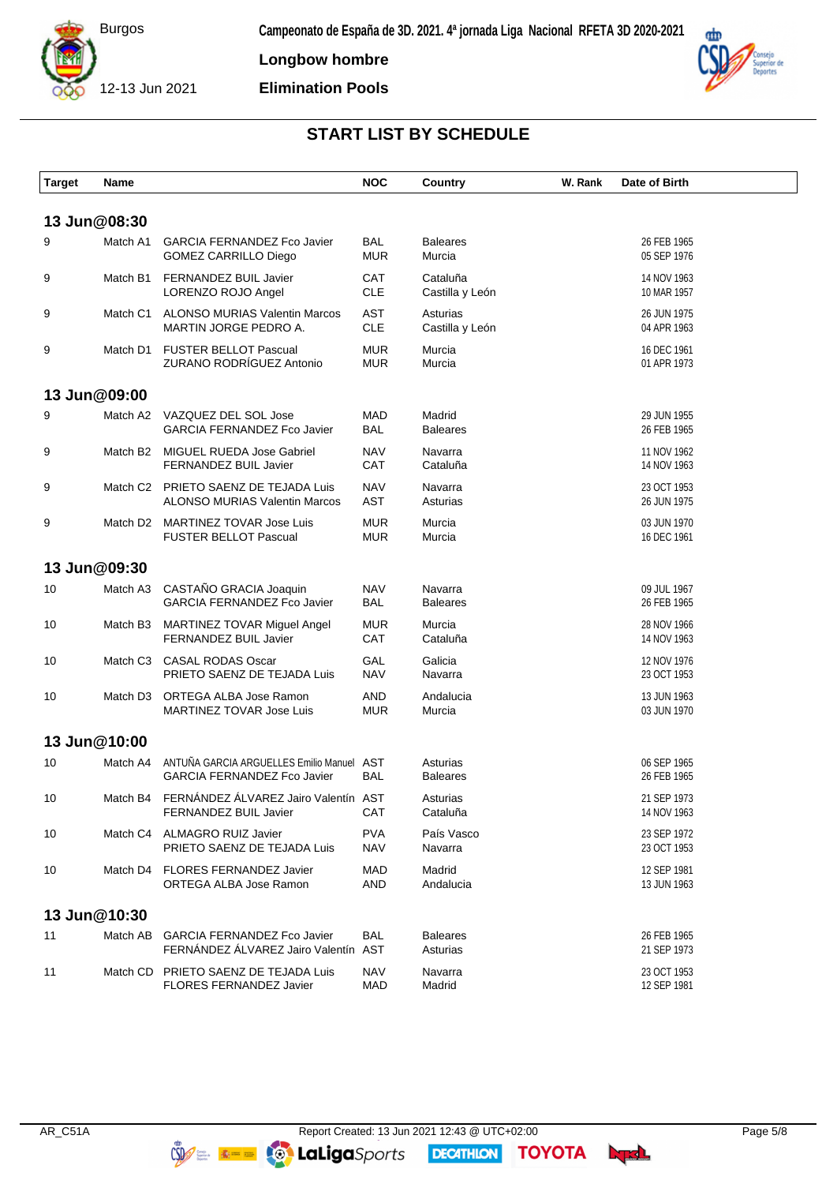Burgos

12-13 Jun 2021

**Campeonato de España de 3D. 2021. 4ª jornada Liga Nacional RFETA 3D 2020-2021**

**Longbow hombre**

**Elimination Pools**

## START LIST BY SCHEDULE

| Target | Name | | NOC | Country | W. Rank | Date of Birth |
|---|---|---|---|---|---|---|
| **13 Jun@08:30** | | | | | | |
| 9 | Match A1 | GARCIA FERNANDEZ Fco Javier<br>GOMEZ CARRILLO Diego | BAL<br>MUR | Baleares<br>Murcia | | 26 FEB 1965<br>05 SEP 1976 |
| 9 | Match B1 | FERNANDEZ BUIL Javier<br>LORENZO ROJO Angel | CAT<br>CLE | Cataluña<br>Castilla y León | | 14 NOV 1963<br>10 MAR 1957 |
| 9 | Match C1 | ALONSO MURIAS Valentin Marcos<br>MARTIN JORGE PEDRO A. | AST<br>CLE | Asturias<br>Castilla y León | | 26 JUN 1975<br>04 APR 1963 |
| 9 | Match D1 | FUSTER BELLOT Pascual<br>ZURANO RODRÍGUEZ Antonio | MUR<br>MUR | Murcia<br>Murcia | | 16 DEC 1961<br>01 APR 1973 |
| **13 Jun@09:00** | | | | | | |
| 9 | Match A2 | VAZQUEZ DEL SOL Jose<br>GARCIA FERNANDEZ Fco Javier | MAD<br>BAL | Madrid<br>Baleares | | 29 JUN 1955<br>26 FEB 1965 |
| 9 | Match B2 | MIGUEL RUEDA Jose Gabriel<br>FERNANDEZ BUIL Javier | NAV<br>CAT | Navarra<br>Cataluña | | 11 NOV 1962<br>14 NOV 1963 |
| 9 | Match C2 | PRIETO SAENZ DE TEJADA Luis<br>ALONSO MURIAS Valentin Marcos | NAV<br>AST | Navarra<br>Asturias | | 23 OCT 1953<br>26 JUN 1975 |
| 9 | Match D2 | MARTINEZ TOVAR Jose Luis<br>FUSTER BELLOT Pascual | MUR<br>MUR | Murcia<br>Murcia | | 03 JUN 1970<br>16 DEC 1961 |
| **13 Jun@09:30** | | | | | | |
| 10 | Match A3 | CASTAÑO GRACIA Joaquin<br>GARCIA FERNANDEZ Fco Javier | NAV<br>BAL | Navarra<br>Baleares | | 09 JUL 1967<br>26 FEB 1965 |
| 10 | Match B3 | MARTINEZ TOVAR Miguel Angel<br>FERNANDEZ BUIL Javier | MUR<br>CAT | Murcia<br>Cataluña | | 28 NOV 1966<br>14 NOV 1963 |
| 10 | Match C3 | CASAL RODAS Oscar<br>PRIETO SAENZ DE TEJADA Luis | GAL<br>NAV | Galicia<br>Navarra | | 12 NOV 1976<br>23 OCT 1953 |
| 10 | Match D3 | ORTEGA ALBA Jose Ramon<br>MARTINEZ TOVAR Jose Luis | AND<br>MUR | Andalucia<br>Murcia | | 13 JUN 1963<br>03 JUN 1970 |
| **13 Jun@10:00** | | | | | | |
| 10 | Match A4 | ANTUÑA GARCIA ARGUELLES Emilio Manuel<br>GARCIA FERNANDEZ Fco Javier | AST<br>BAL | Asturias<br>Baleares | | 06 SEP 1965<br>26 FEB 1965 |
| 10 | Match B4 | FERNÁNDEZ ÁLVAREZ Jairo Valentín<br>FERNANDEZ BUIL Javier | AST<br>CAT | Asturias<br>Cataluña | | 21 SEP 1973<br>14 NOV 1963 |
| 10 | Match C4 | ALMAGRO RUIZ Javier<br>PRIETO SAENZ DE TEJADA Luis | PVA<br>NAV | País Vasco<br>Navarra | | 23 SEP 1972<br>23 OCT 1953 |
| 10 | Match D4 | FLORES FERNANDEZ Javier<br>ORTEGA ALBA Jose Ramon | MAD<br>AND | Madrid<br>Andalucia | | 12 SEP 1981<br>13 JUN 1963 |
| **13 Jun@10:30** | | | | | | |
| 11 | Match AB | GARCIA FERNANDEZ Fco Javier<br>FERNÁNDEZ ÁLVAREZ Jairo Valentín | BAL<br>AST | Baleares<br>Asturias | | 26 FEB 1965<br>21 SEP 1973 |
| 11 | Match CD | PRIETO SAENZ DE TEJADA Luis<br>FLORES FERNANDEZ Javier | NAV<br>MAD | Navarra<br>Madrid | | 23 OCT 1953<br>12 SEP 1981 |

AR_C51A Report Created: 13 Jun 2021 12:43 @ UTC+02:00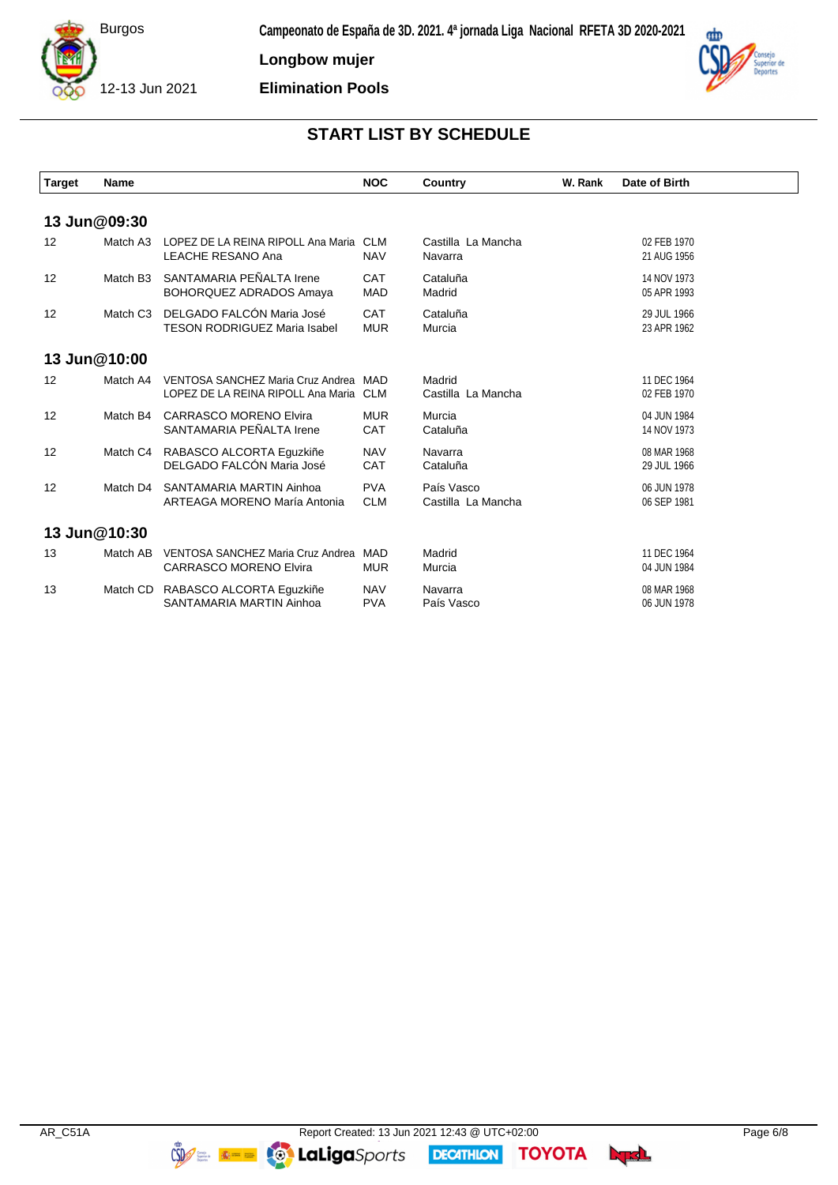Campeonato de España de 3D. 2021. 4ª jornada Liga Nacional RFETA 3D 2020-2021

Burgos

12-13 Jun 2021

**Longbow mujer**

**Elimination Pools**

## START LIST BY SCHEDULE

| Target | Name | | NOC | Country | W. Rank | Date of Birth |
|---|---|---|---|---|---|---|
| **13 Jun@09:30** | | | | | | |
| 12 | Match A3 | LOPEZ DE LA REINA RIPOLL Ana Maria | CLM | Castilla La Mancha | | 02 FEB 1970 |
| | | LEACHE RESANO Ana | NAV | Navarra | | 21 AUG 1956 |
| 12 | Match B3 | SANTAMARIA PEÑALTA Irene | CAT | Cataluña | | 14 NOV 1973 |
| | | BOHORQUEZ ADRADOS Amaya | MAD | Madrid | | 05 APR 1993 |
| 12 | Match C3 | DELGADO FALCÓN Maria José | CAT | Cataluña | | 29 JUL 1966 |
| | | TESON RODRIGUEZ Maria Isabel | MUR | Murcia | | 23 APR 1962 |
| **13 Jun@10:00** | | | | | | |
| 12 | Match A4 | VENTOSA SANCHEZ Maria Cruz Andrea | MAD | Madrid | | 11 DEC 1964 |
| | | LOPEZ DE LA REINA RIPOLL Ana Maria | CLM | Castilla La Mancha | | 02 FEB 1970 |
| 12 | Match B4 | CARRASCO MORENO Elvira | MUR | Murcia | | 04 JUN 1984 |
| | | SANTAMARIA PEÑALTA Irene | CAT | Cataluña | | 14 NOV 1973 |
| 12 | Match C4 | RABASCO ALCORTA Eguzkiñe | NAV | Navarra | | 08 MAR 1968 |
| | | DELGADO FALCÓN Maria José | CAT | Cataluña | | 29 JUL 1966 |
| 12 | Match D4 | SANTAMARIA MARTIN Ainhoa | PVA | País Vasco | | 06 JUN 1978 |
| | | ARTEAGA MORENO María Antonia | CLM | Castilla La Mancha | | 06 SEP 1981 |
| **13 Jun@10:30** | | | | | | |
| 13 | Match AB | VENTOSA SANCHEZ Maria Cruz Andrea | MAD | Madrid | | 11 DEC 1964 |
| | | CARRASCO MORENO Elvira | MUR | Murcia | | 04 JUN 1984 |
| 13 | Match CD | RABASCO ALCORTA Eguzkiñe | NAV | Navarra | | 08 MAR 1968 |
| | | SANTAMARIA MARTIN Ainhoa | PVA | País Vasco | | 06 JUN 1978 |

AR_C51A Report Created: 13 Jun 2021 12:43 @ UTC+02:00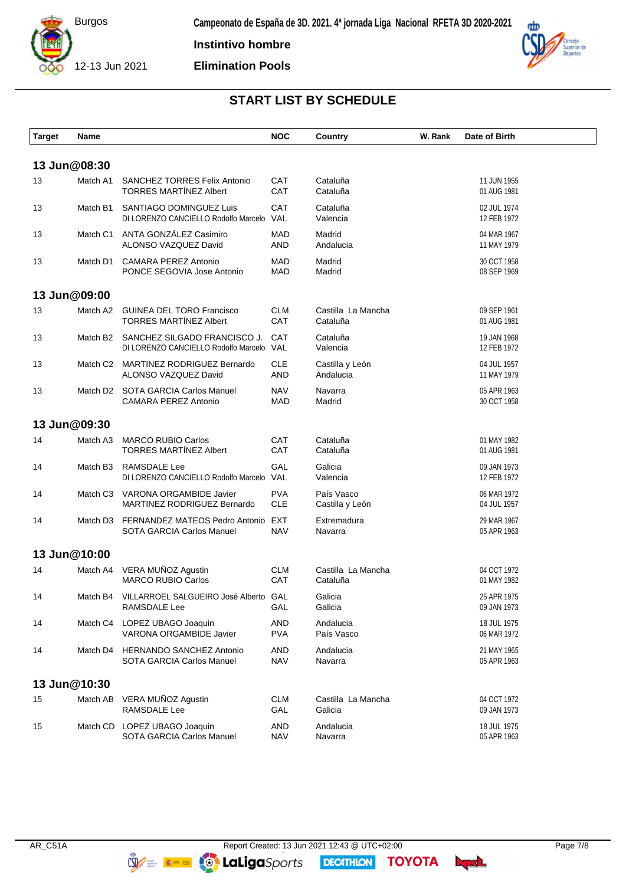Campeonato de España de 3D. 2021. 4ª jornada Liga Nacional RFETA 3D 2020-2021

Burgos

12-13 Jun 2021

**Instintivo hombre**

**Elimination Pools**

## START LIST BY SCHEDULE

| Target | Name | | NOC | Country | W. Rank | Date of Birth |
|---|---|---|---|---|---|---|
| **13 Jun@08:30** | | | | | | |
| 13 | Match A1 | SANCHEZ TORRES Felix Antonio | CAT | Cataluña | | 11 JUN 1955 |
| | | TORRES MARTÍNEZ Albert | CAT | Cataluña | | 01 AUG 1981 |
| 13 | Match B1 | SANTIAGO DOMINGUEZ Luis | CAT | Cataluña | | 02 JUL 1974 |
| | | DI LORENZO CANCIELLO Rodolfo Marcelo | VAL | Valencia | | 12 FEB 1972 |
| 13 | Match C1 | ANTA GONZÁLEZ Casimiro | MAD | Madrid | | 04 MAR 1967 |
| | | ALONSO VAZQUEZ David | AND | Andalucia | | 11 MAY 1979 |
| 13 | Match D1 | CAMARA PEREZ Antonio | MAD | Madrid | | 30 OCT 1958 |
| | | PONCE SEGOVIA Jose Antonio | MAD | Madrid | | 08 SEP 1969 |
| **13 Jun@09:00** | | | | | | |
| 13 | Match A2 | GUINEA DEL TORO Francisco | CLM | Castilla La Mancha | | 09 SEP 1961 |
| | | TORRES MARTÍNEZ Albert | CAT | Cataluña | | 01 AUG 1981 |
| 13 | Match B2 | SANCHEZ SILGADO FRANCISCO J. | CAT | Cataluña | | 19 JAN 1968 |
| | | DI LORENZO CANCIELLO Rodolfo Marcelo | VAL | Valencia | | 12 FEB 1972 |
| 13 | Match C2 | MARTINEZ RODRIGUEZ Bernardo | CLE | Castilla y León | | 04 JUL 1957 |
| | | ALONSO VAZQUEZ David | AND | Andalucia | | 11 MAY 1979 |
| 13 | Match D2 | SOTA GARCIA Carlos Manuel | NAV | Navarra | | 05 APR 1963 |
| | | CAMARA PEREZ Antonio | MAD | Madrid | | 30 OCT 1958 |
| **13 Jun@09:30** | | | | | | |
| 14 | Match A3 | MARCO RUBIO Carlos | CAT | Cataluña | | 01 MAY 1982 |
| | | TORRES MARTÍNEZ Albert | CAT | Cataluña | | 01 AUG 1981 |
| 14 | Match B3 | RAMSDALE Lee | GAL | Galicia | | 09 JAN 1973 |
| | | DI LORENZO CANCIELLO Rodolfo Marcelo | VAL | Valencia | | 12 FEB 1972 |
| 14 | Match C3 | VARONA ORGAMBIDE Javier | PVA | País Vasco | | 06 MAR 1972 |
| | | MARTINEZ RODRIGUEZ Bernardo | CLE | Castilla y León | | 04 JUL 1957 |
| 14 | Match D3 | FERNANDEZ MATEOS Pedro Antonio | EXT | Extremadura | | 29 MAR 1967 |
| | | SOTA GARCIA Carlos Manuel | NAV | Navarra | | 05 APR 1963 |
| **13 Jun@10:00** | | | | | | |
| 14 | Match A4 | VERA MUÑOZ Agustin | CLM | Castilla La Mancha | | 04 OCT 1972 |
| | | MARCO RUBIO Carlos | CAT | Cataluña | | 01 MAY 1982 |
| 14 | Match B4 | VILLARROEL SALGUEIRO José Alberto | GAL | Galicia | | 25 APR 1975 |
| | | RAMSDALE Lee | GAL | Galicia | | 09 JAN 1973 |
| 14 | Match C4 | LOPEZ UBAGO Joaquin | AND | Andalucia | | 18 JUL 1975 |
| | | VARONA ORGAMBIDE Javier | PVA | País Vasco | | 06 MAR 1972 |
| 14 | Match D4 | HERNANDO SANCHEZ Antonio | AND | Andalucia | | 21 MAY 1965 |
| | | SOTA GARCIA Carlos Manuel | NAV | Navarra | | 05 APR 1963 |
| **13 Jun@10:30** | | | | | | |
| 15 | Match AB | VERA MUÑOZ Agustin | CLM | Castilla La Mancha | | 04 OCT 1972 |
| | | RAMSDALE Lee | GAL | Galicia | | 09 JAN 1973 |
| 15 | Match CD | LOPEZ UBAGO Joaquin | AND | Andalucia | | 18 JUL 1975 |
| | | SOTA GARCIA Carlos Manuel | NAV | Navarra | | 05 APR 1963 |

AR_C51A Report Created: 13 Jun 2021 12:43 @ UTC+02:00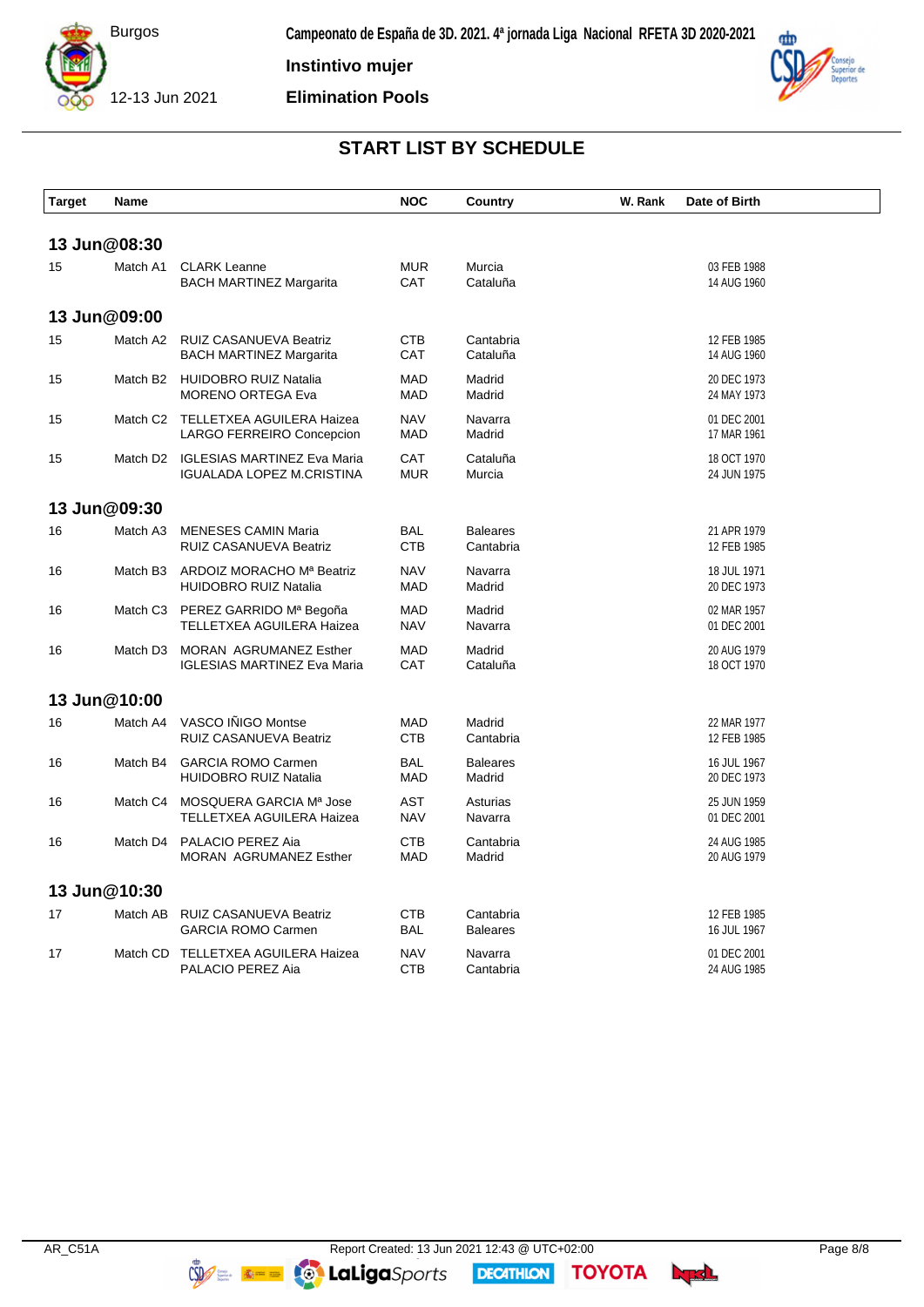Burgos

12-13 Jun 2021

**Campeonato de España de 3D. 2021. 4ª jornada Liga Nacional RFETA 3D 2020-2021**

**Instintivo mujer**

**Elimination Pools**

## START LIST BY SCHEDULE

| Target | | Name | NOC | Country | W. Rank | Date of Birth |
|---|---|---|---|---|---|---|
| **13 Jun@08:30** | | | | | | |
| 15 | Match A1 | CLARK Leanne | MUR | Murcia | | 03 FEB 1988 |
| | | BACH MARTINEZ Margarita | CAT | Cataluña | | 14 AUG 1960 |
| **13 Jun@09:00** | | | | | | |
| 15 | Match A2 | RUIZ CASANUEVA Beatriz | CTB | Cantabria | | 12 FEB 1985 |
| | | BACH MARTINEZ Margarita | CAT | Cataluña | | 14 AUG 1960 |
| 15 | Match B2 | HUIDOBRO RUIZ Natalia | MAD | Madrid | | 20 DEC 1973 |
| | | MORENO ORTEGA Eva | MAD | Madrid | | 24 MAY 1973 |
| 15 | Match C2 | TELLETXEA AGUILERA Haizea | NAV | Navarra | | 01 DEC 2001 |
| | | LARGO FERREIRO Concepcion | MAD | Madrid | | 17 MAR 1961 |
| 15 | Match D2 | IGLESIAS MARTINEZ Eva Maria | CAT | Cataluña | | 18 OCT 1970 |
| | | IGUALADA LOPEZ M.CRISTINA | MUR | Murcia | | 24 JUN 1975 |
| **13 Jun@09:30** | | | | | | |
| 16 | Match A3 | MENESES CAMIN Maria | BAL | Baleares | | 21 APR 1979 |
| | | RUIZ CASANUEVA Beatriz | CTB | Cantabria | | 12 FEB 1985 |
| 16 | Match B3 | ARDOIZ MORACHO Mª Beatriz | NAV | Navarra | | 18 JUL 1971 |
| | | HUIDOBRO RUIZ Natalia | MAD | Madrid | | 20 DEC 1973 |
| 16 | Match C3 | PEREZ GARRIDO Mª Begoña | MAD | Madrid | | 02 MAR 1957 |
| | | TELLETXEA AGUILERA Haizea | NAV | Navarra | | 01 DEC 2001 |
| 16 | Match D3 | MORAN AGRUMANEZ Esther | MAD | Madrid | | 20 AUG 1979 |
| | | IGLESIAS MARTINEZ Eva Maria | CAT | Cataluña | | 18 OCT 1970 |
| **13 Jun@10:00** | | | | | | |
| 16 | Match A4 | VASCO IÑIGO Montse | MAD | Madrid | | 22 MAR 1977 |
| | | RUIZ CASANUEVA Beatriz | CTB | Cantabria | | 12 FEB 1985 |
| 16 | Match B4 | GARCIA ROMO Carmen | BAL | Baleares | | 16 JUL 1967 |
| | | HUIDOBRO RUIZ Natalia | MAD | Madrid | | 20 DEC 1973 |
| 16 | Match C4 | MOSQUERA GARCIA Mª Jose | AST | Asturias | | 25 JUN 1959 |
| | | TELLETXEA AGUILERA Haizea | NAV | Navarra | | 01 DEC 2001 |
| 16 | Match D4 | PALACIO PEREZ Aia | CTB | Cantabria | | 24 AUG 1985 |
| | | MORAN AGRUMANEZ Esther | MAD | Madrid | | 20 AUG 1979 |
| **13 Jun@10:30** | | | | | | |
| 17 | Match AB | RUIZ CASANUEVA Beatriz | CTB | Cantabria | | 12 FEB 1985 |
| | | GARCIA ROMO Carmen | BAL | Baleares | | 16 JUL 1967 |
| 17 | Match CD | TELLETXEA AGUILERA Haizea | NAV | Navarra | | 01 DEC 2001 |
| | | PALACIO PEREZ Aia | CTB | Cantabria | | 24 AUG 1985 |

AR_C51A Report Created: 13 Jun 2021 12:43 @ UTC+02:00